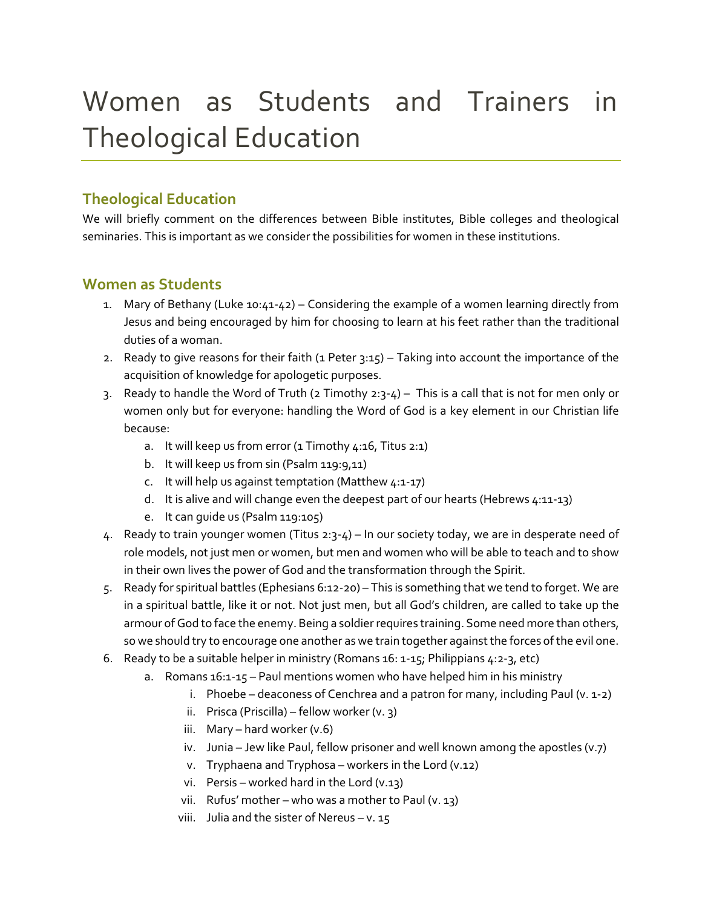# Women as Students and Trainers in Theological Education

## Theological Education

We will briefly comment on the differences between Bible institutes, Bible colleges and theological seminaries. This is important as we consider the possibilities for women in these institutions.

## Women as Students

1. Mary of Bethany (Luke 10:41-42) – Considering the example of a women learning directly from Jesus and being encouraged by him for choosing to learn at his feet rather than the traditional duties of a woman.
2. Ready to give reasons for their faith (1 Peter 3:15) – Taking into account the importance of the acquisition of knowledge for apologetic purposes.
3. Ready to handle the Word of Truth (2 Timothy 2:3-4) – This is a call that is not for men only or women only but for everyone: handling the Word of God is a key element in our Christian life because:
   a. It will keep us from error (1 Timothy 4:16, Titus 2:1)
   b. It will keep us from sin (Psalm 119:9,11)
   c. It will help us against temptation (Matthew 4:1-17)
   d. It is alive and will change even the deepest part of our hearts (Hebrews 4:11-13)
   e. It can guide us (Psalm 119:105)
4. Ready to train younger women (Titus 2:3-4) – In our society today, we are in desperate need of role models, not just men or women, but men and women who will be able to teach and to show in their own lives the power of God and the transformation through the Spirit.
5. Ready for spiritual battles (Ephesians 6:12-20) – This is something that we tend to forget. We are in a spiritual battle, like it or not. Not just men, but all God's children, are called to take up the armour of God to face the enemy. Being a soldier requires training. Some need more than others, so we should try to encourage one another as we train together against the forces of the evil one.
6. Ready to be a suitable helper in ministry (Romans 16: 1-15; Philippians 4:2-3, etc)
   a. Romans 16:1-15 – Paul mentions women who have helped him in his ministry
      i. Phoebe – deaconess of Cenchrea and a patron for many, including Paul (v. 1-2)
      ii. Prisca (Priscilla) – fellow worker (v. 3)
      iii. Mary – hard worker (v.6)
      iv. Junia – Jew like Paul, fellow prisoner and well known among the apostles (v.7)
      v. Tryphaena and Tryphosa – workers in the Lord (v.12)
      vi. Persis – worked hard in the Lord (v.13)
      vii. Rufus' mother – who was a mother to Paul (v. 13)
      viii. Julia and the sister of Nereus – v. 15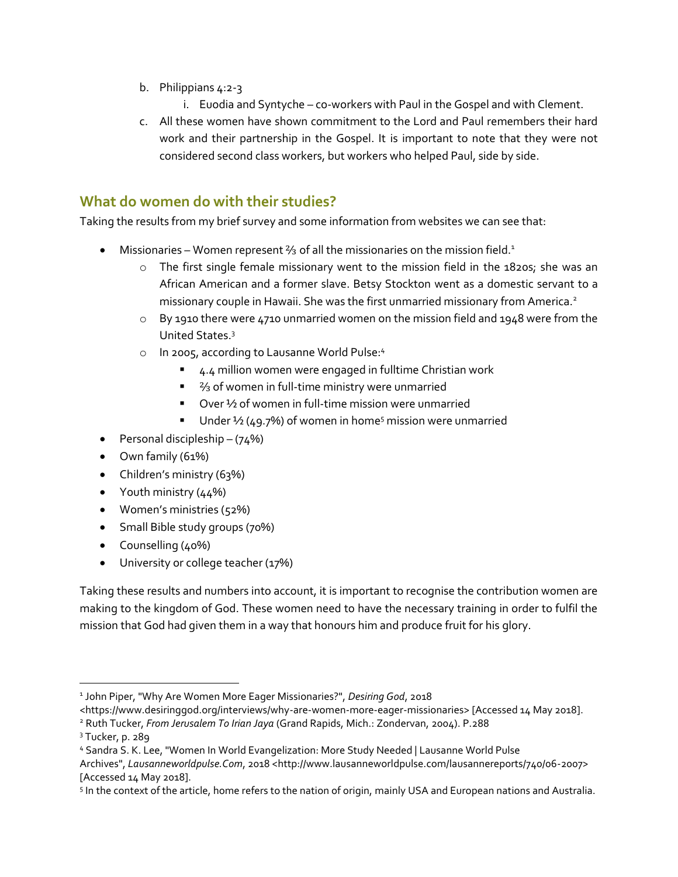b. Philippians 4:2-3
   i. Euodia and Syntyche – co-workers with Paul in the Gospel and with Clement.
c. All these women have shown commitment to the Lord and Paul remembers their hard work and their partnership in the Gospel. It is important to note that they were not considered second class workers, but workers who helped Paul, side by side.

## What do women do with their studies?

Taking the results from my brief survey and some information from websites we can see that:

- Missionaries – Women represent ⅔ of all the missionaries on the mission field.[1]
  - The first single female missionary went to the mission field in the 1820s; she was an African American and a former slave. Betsy Stockton went as a domestic servant to a missionary couple in Hawaii. She was the first unmarried missionary from America.[2]
  - By 1910 there were 4710 unmarried women on the mission field and 1948 were from the United States.[3]
  - In 2005, according to Lausanne World Pulse:[4]
    - 4.4 million women were engaged in fulltime Christian work
    - ⅔ of women in full-time ministry were unmarried
    - Over ½ of women in full-time mission were unmarried
    - Under ½ (49.7%) of women in home[5] mission were unmarried
- Personal discipleship – (74%)
- Own family (61%)
- Children's ministry (63%)
- Youth ministry (44%)
- Women's ministries (52%)
- Small Bible study groups (70%)
- Counselling (40%)
- University or college teacher (17%)

Taking these results and numbers into account, it is important to recognise the contribution women are making to the kingdom of God. These women need to have the necessary training in order to fulfil the mission that God had given them in a way that honours him and produce fruit for his glory.

---

[1] John Piper, "Why Are Women More Eager Missionaries?", *Desiring God*, 2018 <https://www.desiringgod.org/interviews/why-are-women-more-eager-missionaries> [Accessed 14 May 2018].

[2] Ruth Tucker, *From Jerusalem To Irian Jaya* (Grand Rapids, Mich.: Zondervan, 2004). P.288

[3] Tucker, p. 289

[4] Sandra S. K. Lee, "Women In World Evangelization: More Study Needed | Lausanne World Pulse Archives", *Lausanneworldpulse.Com*, 2018 <http://www.lausanneworldpulse.com/lausannereports/740/06-2007> [Accessed 14 May 2018].

[5] In the context of the article, home refers to the nation of origin, mainly USA and European nations and Australia.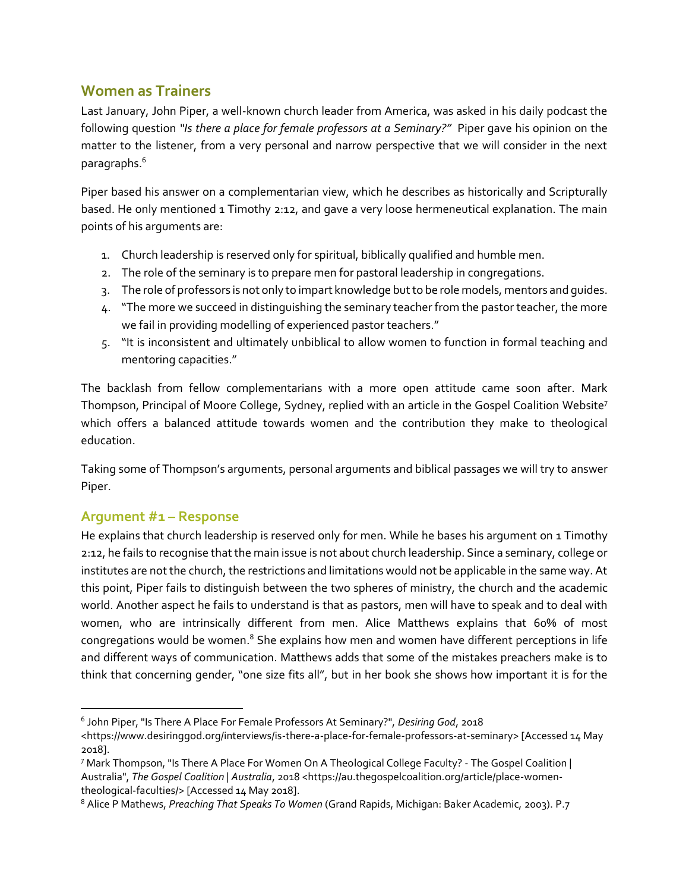## Women as Trainers

Last January, John Piper, a well-known church leader from America, was asked in his daily podcast the following question *"Is there a place for female professors at a Seminary?"* Piper gave his opinion on the matter to the listener, from a very personal and narrow perspective that we will consider in the next paragraphs.[6]

Piper based his answer on a complementarian view, which he describes as historically and Scripturally based. He only mentioned 1 Timothy 2:12, and gave a very loose hermeneutical explanation. The main points of his arguments are:

1. Church leadership is reserved only for spiritual, biblically qualified and humble men.
2. The role of the seminary is to prepare men for pastoral leadership in congregations.
3. The role of professors is not only to impart knowledge but to be role models, mentors and guides.
4. "The more we succeed in distinguishing the seminary teacher from the pastor teacher, the more we fail in providing modelling of experienced pastor teachers."
5. "It is inconsistent and ultimately unbiblical to allow women to function in formal teaching and mentoring capacities."

The backlash from fellow complementarians with a more open attitude came soon after. Mark Thompson, Principal of Moore College, Sydney, replied with an article in the Gospel Coalition Website[7] which offers a balanced attitude towards women and the contribution they make to theological education.

Taking some of Thompson's arguments, personal arguments and biblical passages we will try to answer Piper.

### Argument #1 – Response

He explains that church leadership is reserved only for men. While he bases his argument on 1 Timothy 2:12, he fails to recognise that the main issue is not about church leadership. Since a seminary, college or institutes are not the church, the restrictions and limitations would not be applicable in the same way. At this point, Piper fails to distinguish between the two spheres of ministry, the church and the academic world. Another aspect he fails to understand is that as pastors, men will have to speak and to deal with women, who are intrinsically different from men. Alice Matthews explains that 60% of most congregations would be women.[8] She explains how men and women have different perceptions in life and different ways of communication. Matthews adds that some of the mistakes preachers make is to think that concerning gender, "one size fits all", but in her book she shows how important it is for the

---

[6] John Piper, "Is There A Place For Female Professors At Seminary?", *Desiring God*, 2018 <https://www.desiringgod.org/interviews/is-there-a-place-for-female-professors-at-seminary> [Accessed 14 May 2018].

[7] Mark Thompson, "Is There A Place For Women On A Theological College Faculty? - The Gospel Coalition | Australia", *The Gospel Coalition | Australia*, 2018 <https://au.thegospelcoalition.org/article/place-women-theological-faculties/> [Accessed 14 May 2018].

[8] Alice P Mathews, *Preaching That Speaks To Women* (Grand Rapids, Michigan: Baker Academic, 2003). P.7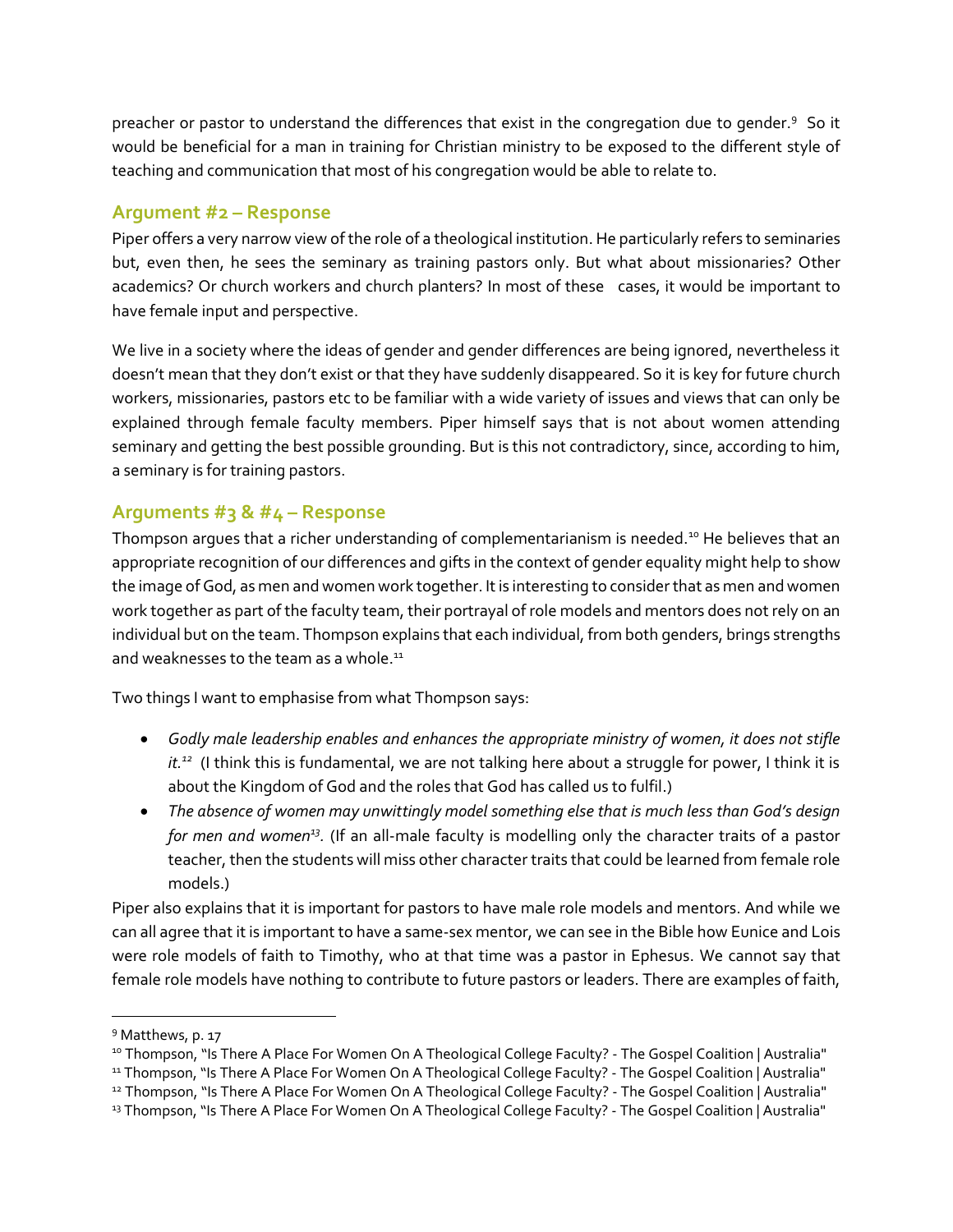preacher or pastor to understand the differences that exist in the congregation due to gender.[9] So it would be beneficial for a man in training for Christian ministry to be exposed to the different style of teaching and communication that most of his congregation would be able to relate to.

## Argument #2 – Response

Piper offers a very narrow view of the role of a theological institution. He particularly refers to seminaries but, even then, he sees the seminary as training pastors only. But what about missionaries? Other academics? Or church workers and church planters? In most of these cases, it would be important to have female input and perspective.

We live in a society where the ideas of gender and gender differences are being ignored, nevertheless it doesn't mean that they don't exist or that they have suddenly disappeared. So it is key for future church workers, missionaries, pastors etc to be familiar with a wide variety of issues and views that can only be explained through female faculty members. Piper himself says that is not about women attending seminary and getting the best possible grounding. But is this not contradictory, since, according to him, a seminary is for training pastors.

## Arguments #3 & #4 – Response

Thompson argues that a richer understanding of complementarianism is needed.[10] He believes that an appropriate recognition of our differences and gifts in the context of gender equality might help to show the image of God, as men and women work together. It is interesting to consider that as men and women work together as part of the faculty team, their portrayal of role models and mentors does not rely on an individual but on the team. Thompson explains that each individual, from both genders, brings strengths and weaknesses to the team as a whole.[11]

Two things I want to emphasise from what Thompson says:

- *Godly male leadership enables and enhances the appropriate ministry of women, it does not stifle it.*[12] (I think this is fundamental, we are not talking here about a struggle for power, I think it is about the Kingdom of God and the roles that God has called us to fulfil.)
- *The absence of women may unwittingly model something else that is much less than God's design for men and women*[13]. (If an all-male faculty is modelling only the character traits of a pastor teacher, then the students will miss other character traits that could be learned from female role models.)

Piper also explains that it is important for pastors to have male role models and mentors. And while we can all agree that it is important to have a same-sex mentor, we can see in the Bible how Eunice and Lois were role models of faith to Timothy, who at that time was a pastor in Ephesus. We cannot say that female role models have nothing to contribute to future pastors or leaders. There are examples of faith,

---

[9] Matthews, p. 17

[10] Thompson, "Is There A Place For Women On A Theological College Faculty? - The Gospel Coalition | Australia"

[11] Thompson, "Is There A Place For Women On A Theological College Faculty? - The Gospel Coalition | Australia"

[12] Thompson, "Is There A Place For Women On A Theological College Faculty? - The Gospel Coalition | Australia"

[13] Thompson, "Is There A Place For Women On A Theological College Faculty? - The Gospel Coalition | Australia"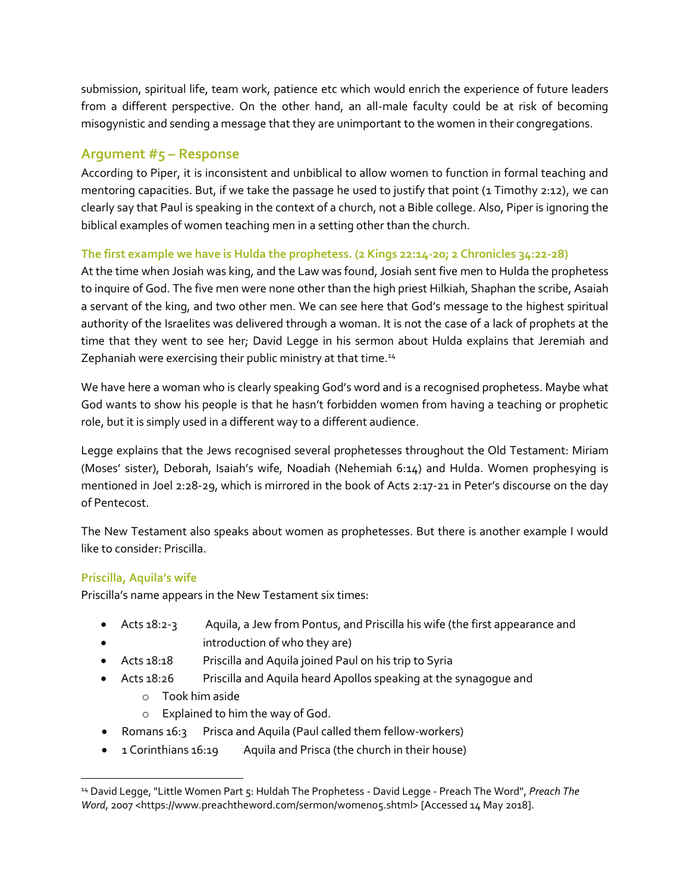submission, spiritual life, team work, patience etc which would enrich the experience of future leaders from a different perspective. On the other hand, an all-male faculty could be at risk of becoming misogynistic and sending a message that they are unimportant to the women in their congregations.

## Argument #5 – Response

According to Piper, it is inconsistent and unbiblical to allow women to function in formal teaching and mentoring capacities. But, if we take the passage he used to justify that point (1 Timothy 2:12), we can clearly say that Paul is speaking in the context of a church, not a Bible college. Also, Piper is ignoring the biblical examples of women teaching men in a setting other than the church.

### The first example we have is Hulda the prophetess. (2 Kings 22:14-20; 2 Chronicles 34:22-28)

At the time when Josiah was king, and the Law was found, Josiah sent five men to Hulda the prophetess to inquire of God. The five men were none other than the high priest Hilkiah, Shaphan the scribe, Asaiah a servant of the king, and two other men. We can see here that God's message to the highest spiritual authority of the Israelites was delivered through a woman. It is not the case of a lack of prophets at the time that they went to see her; David Legge in his sermon about Hulda explains that Jeremiah and Zephaniah were exercising their public ministry at that time.[14]

We have here a woman who is clearly speaking God's word and is a recognised prophetess. Maybe what God wants to show his people is that he hasn't forbidden women from having a teaching or prophetic role, but it is simply used in a different way to a different audience.

Legge explains that the Jews recognised several prophetesses throughout the Old Testament: Miriam (Moses' sister), Deborah, Isaiah's wife, Noadiah (Nehemiah 6:14) and Hulda. Women prophesying is mentioned in Joel 2:28-29, which is mirrored in the book of Acts 2:17-21 in Peter's discourse on the day of Pentecost.

The New Testament also speaks about women as prophetesses. But there is another example I would like to consider: Priscilla.

### Priscilla, Aquila's wife

Priscilla's name appears in the New Testament six times:

- Acts 18:2-3  Aquila, a Jew from Pontus, and Priscilla his wife (the first appearance and
- introduction of who they are)
- Acts 18:18  Priscilla and Aquila joined Paul on his trip to Syria
- Acts 18:26  Priscilla and Aquila heard Apollos speaking at the synagogue and
    - Took him aside
    - Explained to him the way of God.
- Romans 16:3  Prisca and Aquila (Paul called them fellow-workers)
- 1 Corinthians 16:19  Aquila and Prisca (the church in their house)

---

[14] David Legge, "Little Women Part 5: Huldah The Prophetess - David Legge - Preach The Word", *Preach The Word*, 2007 <https://www.preachtheword.com/sermon/women05.shtml> [Accessed 14 May 2018].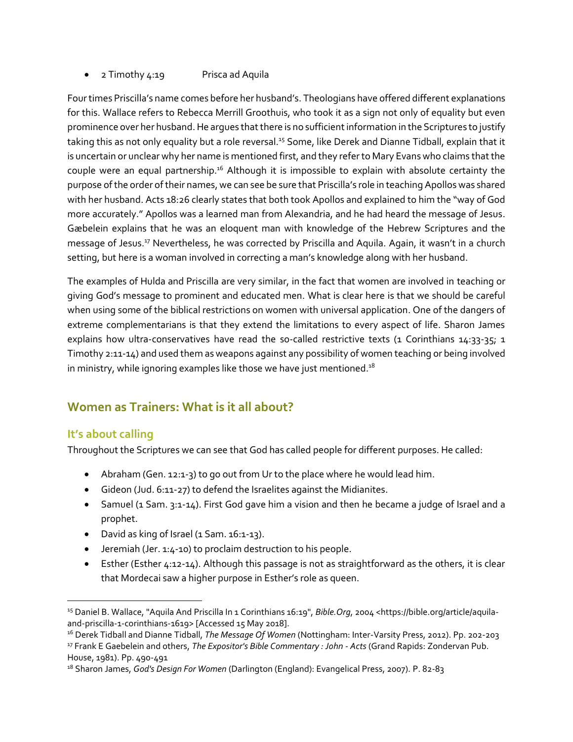- 2 Timothy 4:19    Prisca ad Aquila

Four times Priscilla's name comes before her husband's. Theologians have offered different explanations for this. Wallace refers to Rebecca Merrill Groothuis, who took it as a sign not only of equality but even prominence over her husband. He argues that there is no sufficient information in the Scriptures to justify taking this as not only equality but a role reversal.[15] Some, like Derek and Dianne Tidball, explain that it is uncertain or unclear why her name is mentioned first, and they refer to Mary Evans who claims that the couple were an equal partnership.[16] Although it is impossible to explain with absolute certainty the purpose of the order of their names, we can see be sure that Priscilla's role in teaching Apollos was shared with her husband. Acts 18:26 clearly states that both took Apollos and explained to him the "way of God more accurately." Apollos was a learned man from Alexandria, and he had heard the message of Jesus. Gæbelein explains that he was an eloquent man with knowledge of the Hebrew Scriptures and the message of Jesus.[17] Nevertheless, he was corrected by Priscilla and Aquila. Again, it wasn't in a church setting, but here is a woman involved in correcting a man's knowledge along with her husband.

The examples of Hulda and Priscilla are very similar, in the fact that women are involved in teaching or giving God's message to prominent and educated men. What is clear here is that we should be careful when using some of the biblical restrictions on women with universal application. One of the dangers of extreme complementarians is that they extend the limitations to every aspect of life. Sharon James explains how ultra-conservatives have read the so-called restrictive texts (1 Corinthians 14:33-35; 1 Timothy 2:11-14) and used them as weapons against any possibility of women teaching or being involved in ministry, while ignoring examples like those we have just mentioned.[18]

## Women as Trainers: What is it all about?

### It's about calling

Throughout the Scriptures we can see that God has called people for different purposes. He called:

- Abraham (Gen. 12:1-3) to go out from Ur to the place where he would lead him.
- Gideon (Jud. 6:11-27) to defend the Israelites against the Midianites.
- Samuel (1 Sam. 3:1-14). First God gave him a vision and then he became a judge of Israel and a prophet.
- David as king of Israel (1 Sam. 16:1-13).
- Jeremiah (Jer. 1:4-10) to proclaim destruction to his people.
- Esther (Esther 4:12-14). Although this passage is not as straightforward as the others, it is clear that Mordecai saw a higher purpose in Esther's role as queen.

---

[15] Daniel B. Wallace, "Aquila And Priscilla In 1 Corinthians 16:19", *Bible.Org*, 2004 <https://bible.org/article/aquila-and-priscilla-1-corinthians-1619> [Accessed 15 May 2018].

[16] Derek Tidball and Dianne Tidball, *The Message Of Women* (Nottingham: Inter-Varsity Press, 2012). Pp. 202-203

[17] Frank E Gaebelein and others, *The Expositor's Bible Commentary : John - Acts* (Grand Rapids: Zondervan Pub. House, 1981). Pp. 490-491

[18] Sharon James, *God's Design For Women* (Darlington (England): Evangelical Press, 2007). P. 82-83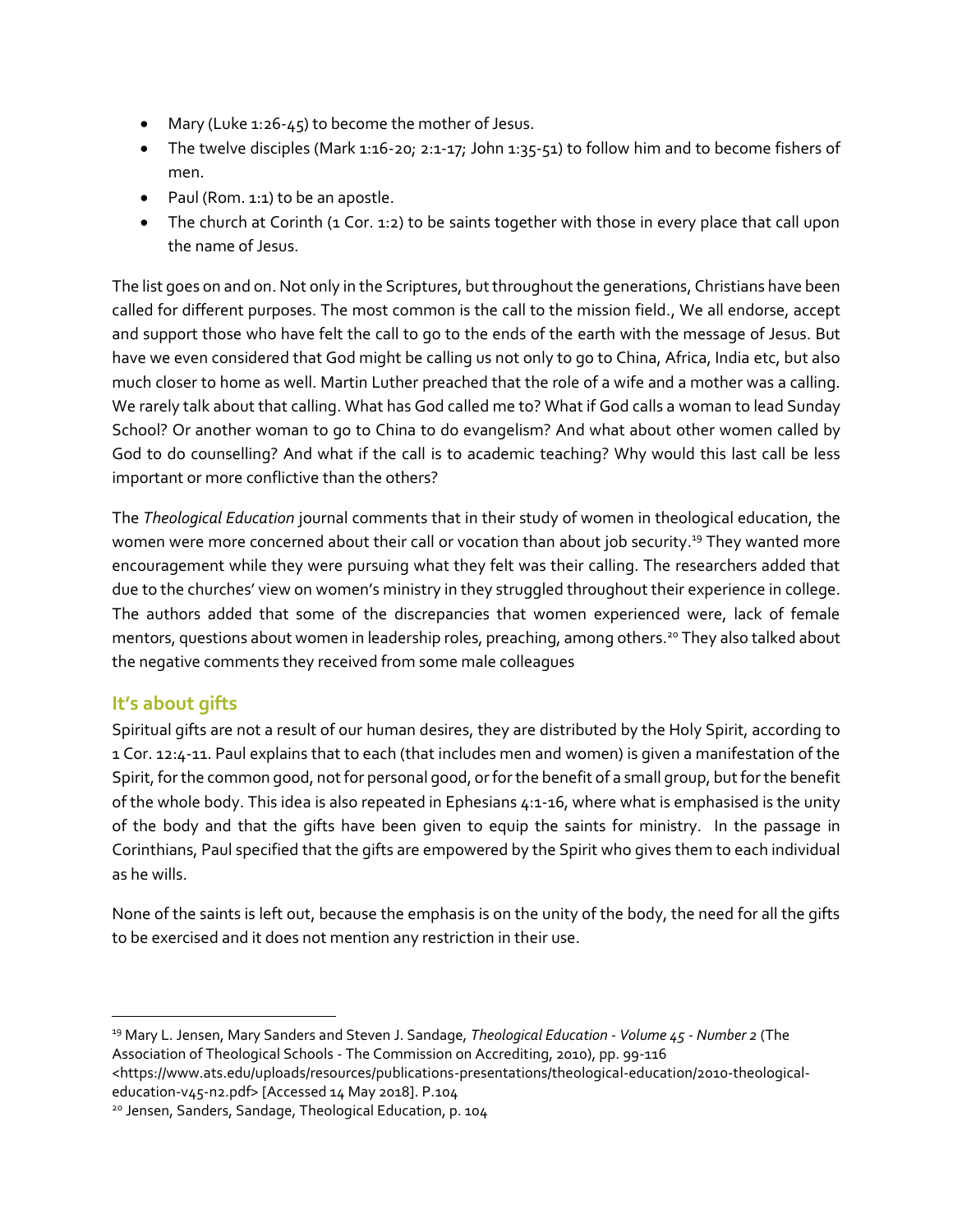- Mary (Luke 1:26-45) to become the mother of Jesus.
- The twelve disciples (Mark 1:16-20; 2:1-17; John 1:35-51) to follow him and to become fishers of men.
- Paul (Rom. 1:1) to be an apostle.
- The church at Corinth (1 Cor. 1:2) to be saints together with those in every place that call upon the name of Jesus.

The list goes on and on. Not only in the Scriptures, but throughout the generations, Christians have been called for different purposes. The most common is the call to the mission field., We all endorse, accept and support those who have felt the call to go to the ends of the earth with the message of Jesus. But have we even considered that God might be calling us not only to go to China, Africa, India etc, but also much closer to home as well. Martin Luther preached that the role of a wife and a mother was a calling. We rarely talk about that calling. What has God called me to? What if God calls a woman to lead Sunday School? Or another woman to go to China to do evangelism? And what about other women called by God to do counselling? And what if the call is to academic teaching? Why would this last call be less important or more conflictive than the others?

The *Theological Education* journal comments that in their study of women in theological education, the women were more concerned about their call or vocation than about job security.[19] They wanted more encouragement while they were pursuing what they felt was their calling. The researchers added that due to the churches' view on women's ministry in they struggled throughout their experience in college. The authors added that some of the discrepancies that women experienced were, lack of female mentors, questions about women in leadership roles, preaching, among others.[20] They also talked about the negative comments they received from some male colleagues

## It's about gifts

Spiritual gifts are not a result of our human desires, they are distributed by the Holy Spirit, according to 1 Cor. 12:4-11. Paul explains that to each (that includes men and women) is given a manifestation of the Spirit, for the common good, not for personal good, or for the benefit of a small group, but for the benefit of the whole body. This idea is also repeated in Ephesians 4:1-16, where what is emphasised is the unity of the body and that the gifts have been given to equip the saints for ministry. In the passage in Corinthians, Paul specified that the gifts are empowered by the Spirit who gives them to each individual as he wills.

None of the saints is left out, because the emphasis is on the unity of the body, the need for all the gifts to be exercised and it does not mention any restriction in their use.

---

[19] Mary L. Jensen, Mary Sanders and Steven J. Sandage, *Theological Education - Volume 45 - Number 2* (The Association of Theological Schools - The Commission on Accrediting, 2010), pp. 99-116 <https://www.ats.edu/uploads/resources/publications-presentations/theological-education/2010-theological-education-v45-n2.pdf> [Accessed 14 May 2018]. P.104

[20] Jensen, Sanders, Sandage, Theological Education, p. 104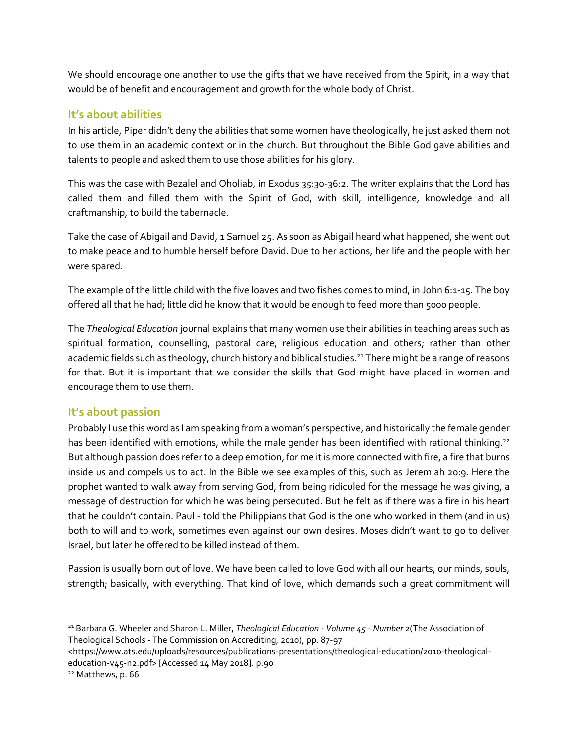We should encourage one another to use the gifts that we have received from the Spirit, in a way that would be of benefit and encouragement and growth for the whole body of Christ.

## It's about abilities

In his article, Piper didn't deny the abilities that some women have theologically, he just asked them not to use them in an academic context or in the church. But throughout the Bible God gave abilities and talents to people and asked them to use those abilities for his glory.

This was the case with Bezalel and Oholiab, in Exodus 35:30-36:2. The writer explains that the Lord has called them and filled them with the Spirit of God, with skill, intelligence, knowledge and all craftmanship, to build the tabernacle.

Take the case of Abigail and David, 1 Samuel 25. As soon as Abigail heard what happened, she went out to make peace and to humble herself before David. Due to her actions, her life and the people with her were spared.

The example of the little child with the five loaves and two fishes comes to mind, in John 6:1-15. The boy offered all that he had; little did he know that it would be enough to feed more than 5000 people.

The *Theological Education* journal explains that many women use their abilities in teaching areas such as spiritual formation, counselling, pastoral care, religious education and others; rather than other academic fields such as theology, church history and biblical studies.[21] There might be a range of reasons for that. But it is important that we consider the skills that God might have placed in women and encourage them to use them.

## It's about passion

Probably I use this word as I am speaking from a woman's perspective, and historically the female gender has been identified with emotions, while the male gender has been identified with rational thinking.[22] But although passion does refer to a deep emotion, for me it is more connected with fire, a fire that burns inside us and compels us to act. In the Bible we see examples of this, such as Jeremiah 20:9. Here the prophet wanted to walk away from serving God, from being ridiculed for the message he was giving, a message of destruction for which he was being persecuted. But he felt as if there was a fire in his heart that he couldn't contain. Paul - told the Philippians that God is the one who worked in them (and in us) both to will and to work, sometimes even against our own desires. Moses didn't want to go to deliver Israel, but later he offered to be killed instead of them.

Passion is usually born out of love. We have been called to love God with all our hearts, our minds, souls, strength; basically, with everything. That kind of love, which demands such a great commitment will

---

[21] Barbara G. Wheeler and Sharon L. Miller, *Theological Education - Volume 45 - Number 2*(The Association of Theological Schools - The Commission on Accrediting, 2010), pp. 87-97 <https://www.ats.edu/uploads/resources/publications-presentations/theological-education/2010-theological-education-v45-n2.pdf> [Accessed 14 May 2018]. p.90

[22] Matthews, p. 66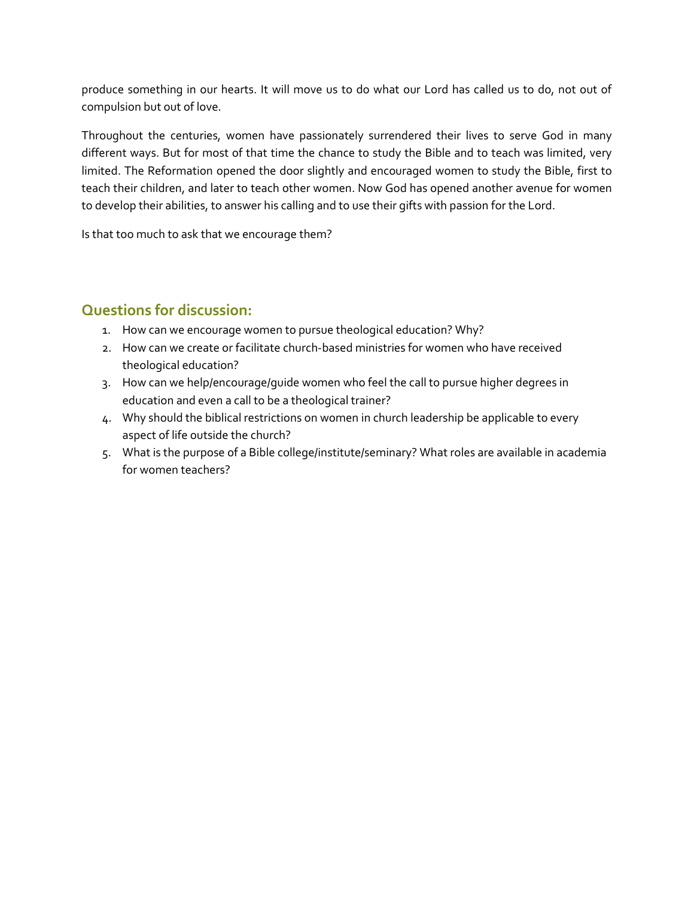produce something in our hearts. It will move us to do what our Lord has called us to do, not out of compulsion but out of love.

Throughout the centuries, women have passionately surrendered their lives to serve God in many different ways. But for most of that time the chance to study the Bible and to teach was limited, very limited. The Reformation opened the door slightly and encouraged women to study the Bible, first to teach their children, and later to teach other women. Now God has opened another avenue for women to develop their abilities, to answer his calling and to use their gifts with passion for the Lord.

Is that too much to ask that we encourage them?

## Questions for discussion:

1. How can we encourage women to pursue theological education? Why?
2. How can we create or facilitate church-based ministries for women who have received theological education?
3. How can we help/encourage/guide women who feel the call to pursue higher degrees in education and even a call to be a theological trainer?
4. Why should the biblical restrictions on women in church leadership be applicable to every aspect of life outside the church?
5. What is the purpose of a Bible college/institute/seminary? What roles are available in academia for women teachers?